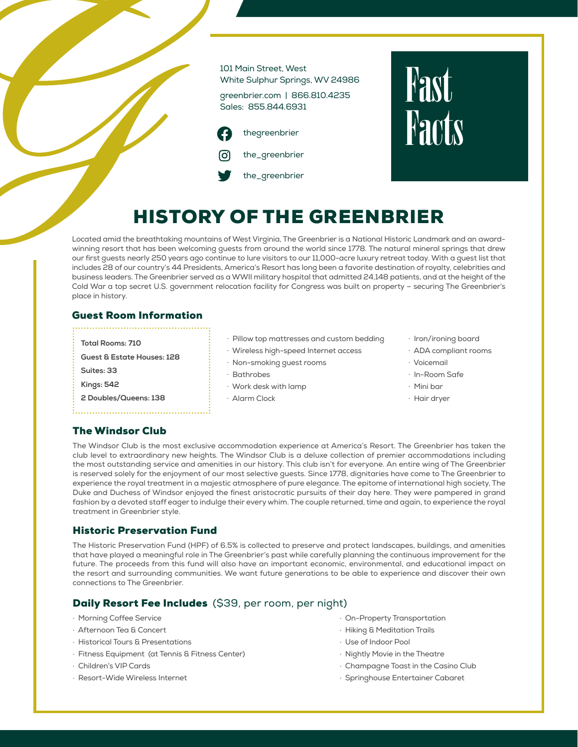101 Main Street, West
White Sulphur Springs, WV 24986

greenbrier.com | 866.810.4235
Sales: 855.844.6931

thegreenbrier

the_greenbrier

the_greenbrier

# Fast Facts

# HISTORY OF THE GREENBRIER

Located amid the breathtaking mountains of West Virginia, The Greenbrier is a National Historic Landmark and an award-winning resort that has been welcoming guests from around the world since 1778. The natural mineral springs that drew our first guests nearly 250 years ago continue to lure visitors to our 11,000-acre luxury retreat today. With a guest list that includes 28 of our country's 44 Presidents, America's Resort has long been a favorite destination of royalty, celebrities and business leaders. The Greenbrier served as a WWII military hospital that admitted 24,148 patients, and at the height of the Cold War a top secret U.S. government relocation facility for Congress was built on property – securing The Greenbrier's place in history.

## Guest Room Information

**Total Rooms: 710**

**Guest & Estate Houses: 128**

**Suites: 33**

**Kings: 542**

**2 Doubles/Queens: 138**

- Pillow top mattresses and custom bedding
- Wireless high-speed Internet access
- Non-smoking guest rooms
- Bathrobes
- Work desk with lamp
- Alarm Clock
- Iron/ironing board
- ADA compliant rooms
- Voicemail
- In-Room Safe
- Mini bar
- Hair dryer

## The Windsor Club

The Windsor Club is the most exclusive accommodation experience at America's Resort. The Greenbrier has taken the club level to extraordinary new heights. The Windsor Club is a deluxe collection of premier accommodations including the most outstanding service and amenities in our history. This club isn't for everyone. An entire wing of The Greenbrier is reserved solely for the enjoyment of our most selective guests. Since 1778, dignitaries have come to The Greenbrier to experience the royal treatment in a majestic atmosphere of pure elegance. The epitome of international high society, The Duke and Duchess of Windsor enjoyed the finest aristocratic pursuits of their day here. They were pampered in grand fashion by a devoted staff eager to indulge their every whim. The couple returned, time and again, to experience the royal treatment in Greenbrier style.

## Historic Preservation Fund

The Historic Preservation Fund (HPF) of 6.5% is collected to preserve and protect landscapes, buildings, and amenities that have played a meaningful role in The Greenbrier's past while carefully planning the continuous improvement for the future. The proceeds from this fund will also have an important economic, environmental, and educational impact on the resort and surrounding communities. We want future generations to be able to experience and discover their own connections to The Greenbrier.

## Daily Resort Fee Includes (\$39, per room, per night)

- Morning Coffee Service
- Afternoon Tea & Concert
- Historical Tours & Presentations
- Fitness Equipment (at Tennis & Fitness Center)
- Children's VIP Cards
- Resort-Wide Wireless Internet
- On-Property Transportation
- Hiking & Meditation Trails
- Use of Indoor Pool
- Nightly Movie in the Theatre
- Champagne Toast in the Casino Club
- Springhouse Entertainer Cabaret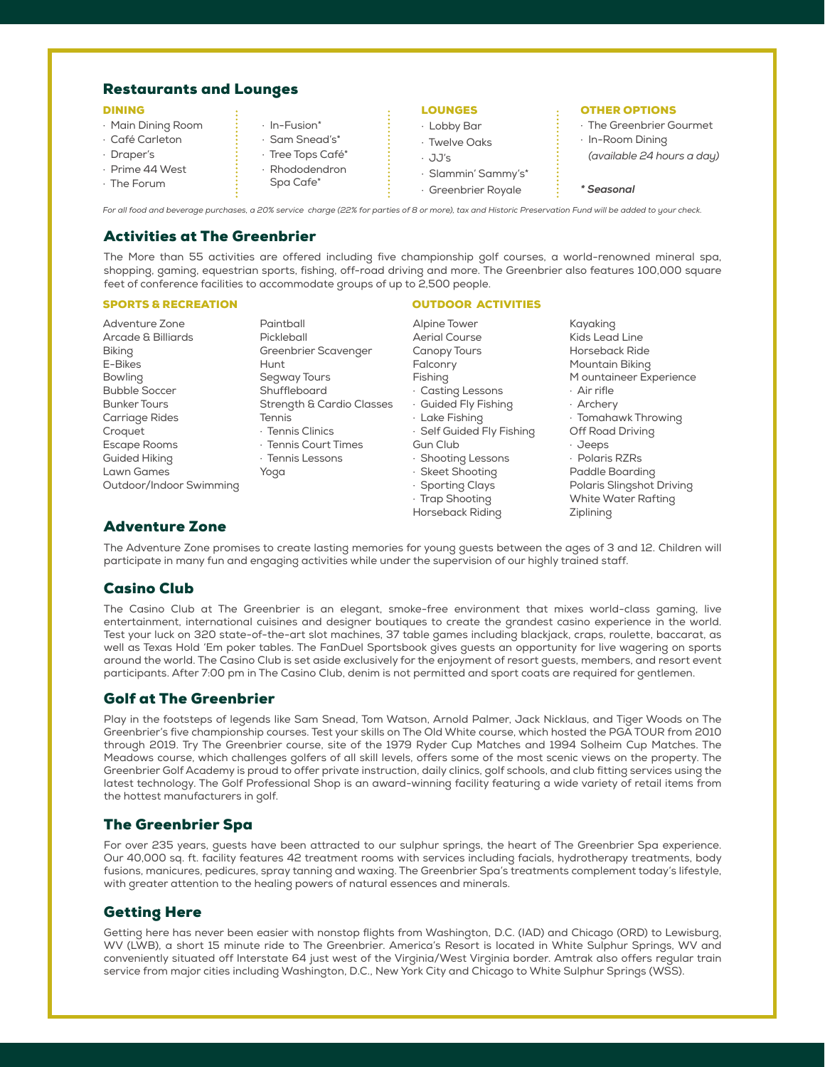## Restaurants and Lounges

### DINING

- Main Dining Room
- Café Carleton
- Draper's
- Prime 44 West
- The Forum
- In-Fusion*
- Sam Snead's*
- Tree Tops Café*
- Rhododendron Spa Cafe*

### LOUNGES

- Lobby Bar
- Twelve Oaks
- JJ's
- Slammin' Sammy's*
- Greenbrier Royale

### OTHER OPTIONS

- The Greenbrier Gourmet
- In-Room Dining *(available 24 hours a day)*

***Seasonal**

*For all food and beverage purchases, a 20% service charge (22% for parties of 8 or more), tax and Historic Preservation Fund will be added to your check.*

## Activities at The Greenbrier

The More than 55 activities are offered including five championship golf courses, a world-renowned mineral spa, shopping, gaming, equestrian sports, fishing, off-road driving and more. The Greenbrier also features 100,000 square feet of conference facilities to accommodate groups of up to 2,500 people.

### SPORTS & RECREATION

Adventure Zone
Arcade & Billiards
Biking
E-Bikes
Bowling
Bubble Soccer
Bunker Tours
Carriage Rides
Croquet
Escape Rooms
Guided Hiking
Lawn Games
Outdoor/Indoor Swimming
Paintball
Pickleball
Greenbrier Scavenger Hunt
Segway Tours
Shuffleboard
Strength & Cardio Classes
Tennis
- Tennis Clinics
- Tennis Court Times
- Tennis Lessons

Yoga

### OUTDOOR ACTIVITIES

Alpine Tower
Aerial Course
Canopy Tours
Falconry
Fishing
- Casting Lessons
- Guided Fly Fishing
- Lake Fishing
- Self Guided Fly Fishing

Gun Club
- Shooting Lessons
- Skeet Shooting
- Sporting Clays
- Trap Shooting

Horseback Riding
Kayaking
Kids Lead Line
Horseback Ride
Mountain Biking
M ountaineer Experience
- Air rifle
- Archery
- Tomahawk Throwing

Off Road Driving
- Jeeps
- Polaris RZRs

Paddle Boarding
Polaris Slingshot Driving
White Water Rafting
Ziplining

## Adventure Zone

The Adventure Zone promises to create lasting memories for young guests between the ages of 3 and 12. Children will participate in many fun and engaging activities while under the supervision of our highly trained staff.

## Casino Club

The Casino Club at The Greenbrier is an elegant, smoke-free environment that mixes world-class gaming, live entertainment, international cuisines and designer boutiques to create the grandest casino experience in the world. Test your luck on 320 state-of-the-art slot machines, 37 table games including blackjack, craps, roulette, baccarat, as well as Texas Hold 'Em poker tables. The FanDuel Sportsbook gives guests an opportunity for live wagering on sports around the world. The Casino Club is set aside exclusively for the enjoyment of resort guests, members, and resort event participants. After 7:00 pm in The Casino Club, denim is not permitted and sport coats are required for gentlemen.

## Golf at The Greenbrier

Play in the footsteps of legends like Sam Snead, Tom Watson, Arnold Palmer, Jack Nicklaus, and Tiger Woods on The Greenbrier's five championship courses. Test your skills on The Old White course, which hosted the PGA TOUR from 2010 through 2019. Try The Greenbrier course, site of the 1979 Ryder Cup Matches and 1994 Solheim Cup Matches. The Meadows course, which challenges golfers of all skill levels, offers some of the most scenic views on the property. The Greenbrier Golf Academy is proud to offer private instruction, daily clinics, golf schools, and club fitting services using the latest technology. The Golf Professional Shop is an award-winning facility featuring a wide variety of retail items from the hottest manufacturers in golf.

## The Greenbrier Spa

For over 235 years, guests have been attracted to our sulphur springs, the heart of The Greenbrier Spa experience. Our 40,000 sq. ft. facility features 42 treatment rooms with services including facials, hydrotherapy treatments, body fusions, manicures, pedicures, spray tanning and waxing. The Greenbrier Spa's treatments complement today's lifestyle, with greater attention to the healing powers of natural essences and minerals.

## Getting Here

Getting here has never been easier with nonstop flights from Washington, D.C. (IAD) and Chicago (ORD) to Lewisburg, WV (LWB), a short 15 minute ride to The Greenbrier. America's Resort is located in White Sulphur Springs, WV and conveniently situated off Interstate 64 just west of the Virginia/West Virginia border. Amtrak also offers regular train service from major cities including Washington, D.C., New York City and Chicago to White Sulphur Springs (WSS).